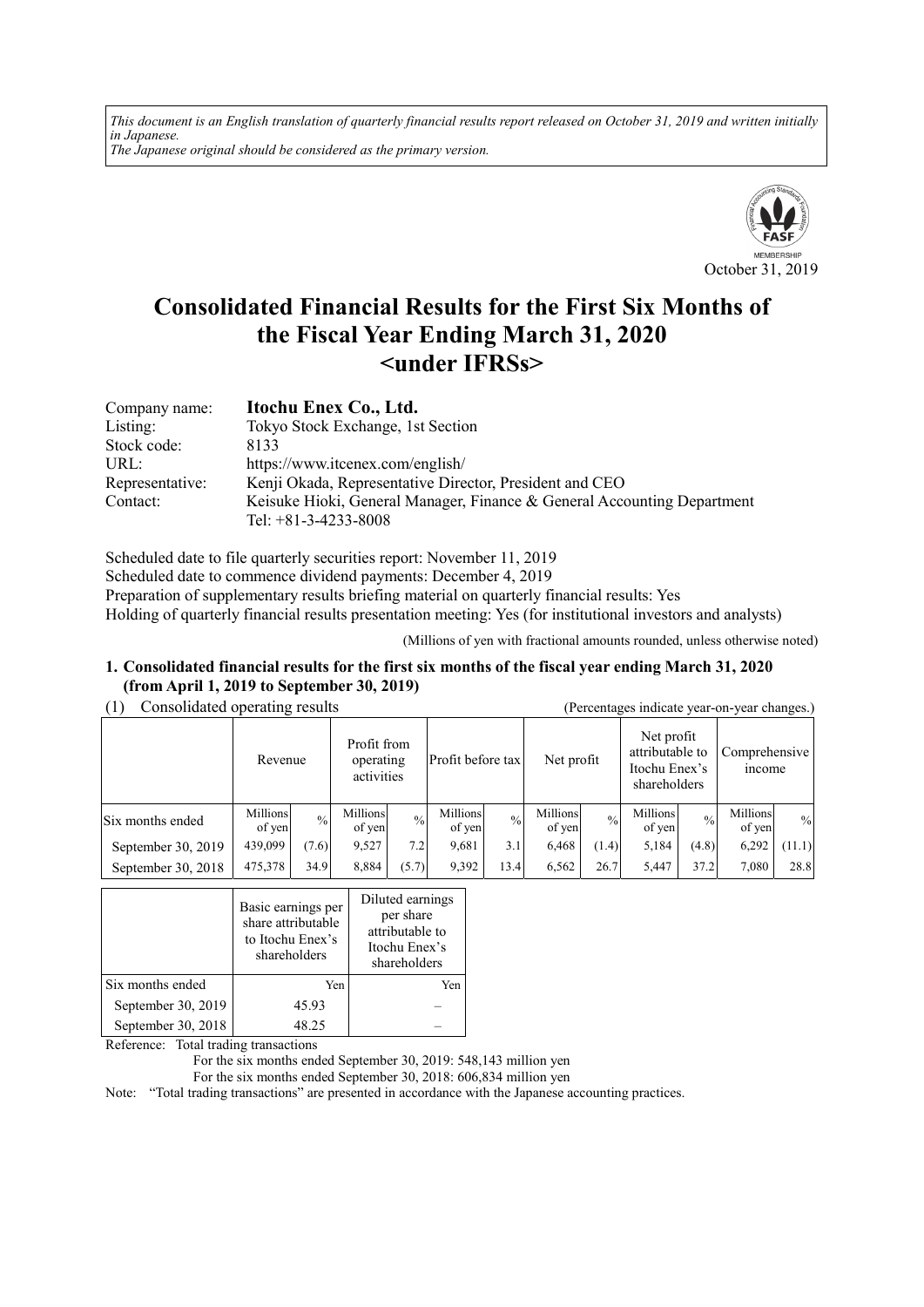*This document is an English translation of quarterly financial results report released on October 31, 2019 and written initially in Japanese.*
*The Japanese original should be considered as the primary version.*

October 31, 2019

# Consolidated Financial Results for the First Six Months of the Fiscal Year Ending March 31, 2020 <under IFRSs>

| | |
|---|---|
| Company name: | **Itochu Enex Co., Ltd.** |
| Listing: | Tokyo Stock Exchange, 1st Section |
| Stock code: | 8133 |
| URL: | https://www.itcenex.com/english/ |
| Representative: | Kenji Okada, Representative Director, President and CEO |
| Contact: | Keisuke Hioki, General Manager, Finance & General Accounting Department<br>Tel: +81-3-4233-8008 |

Scheduled date to file quarterly securities report: November 11, 2019
Scheduled date to commence dividend payments: December 4, 2019
Preparation of supplementary results briefing material on quarterly financial results: Yes
Holding of quarterly financial results presentation meeting: Yes (for institutional investors and analysts)

(Millions of yen with fractional amounts rounded, unless otherwise noted)

## 1. Consolidated financial results for the first six months of the fiscal year ending March 31, 2020 (from April 1, 2019 to September 30, 2019)

(1) Consolidated operating results (Percentages indicate year-on-year changes.)

| | Revenue | | Profit from operating activities | | Profit before tax | | Net profit | | Net profit attributable to Itochu Enex's shareholders | | Comprehensive income | |
|---|---|---|---|---|---|---|---|---|---|---|---|---|
| Six months ended | Millions of yen | % | Millions of yen | % | Millions of yen | % | Millions of yen | % | Millions of yen | % | Millions of yen | % |
| September 30, 2019 | 439,099 | (7.6) | 9,527 | 7.2 | 9,681 | 3.1 | 6,468 | (1.4) | 5,184 | (4.8) | 6,292 | (11.1) |
| September 30, 2018 | 475,378 | 34.9 | 8,884 | (5.7) | 9,392 | 13.4 | 6,562 | 26.7 | 5,447 | 37.2 | 7,080 | 28.8 |

| | Basic earnings per share attributable to Itochu Enex's shareholders | Diluted earnings per share attributable to Itochu Enex's shareholders |
|---|---|---|
| Six months ended | Yen | Yen |
| September 30, 2019 | 45.93 | – |
| September 30, 2018 | 48.25 | – |

Reference: Total trading transactions
For the six months ended September 30, 2019: 548,143 million yen
For the six months ended September 30, 2018: 606,834 million yen

Note: "Total trading transactions" are presented in accordance with the Japanese accounting practices.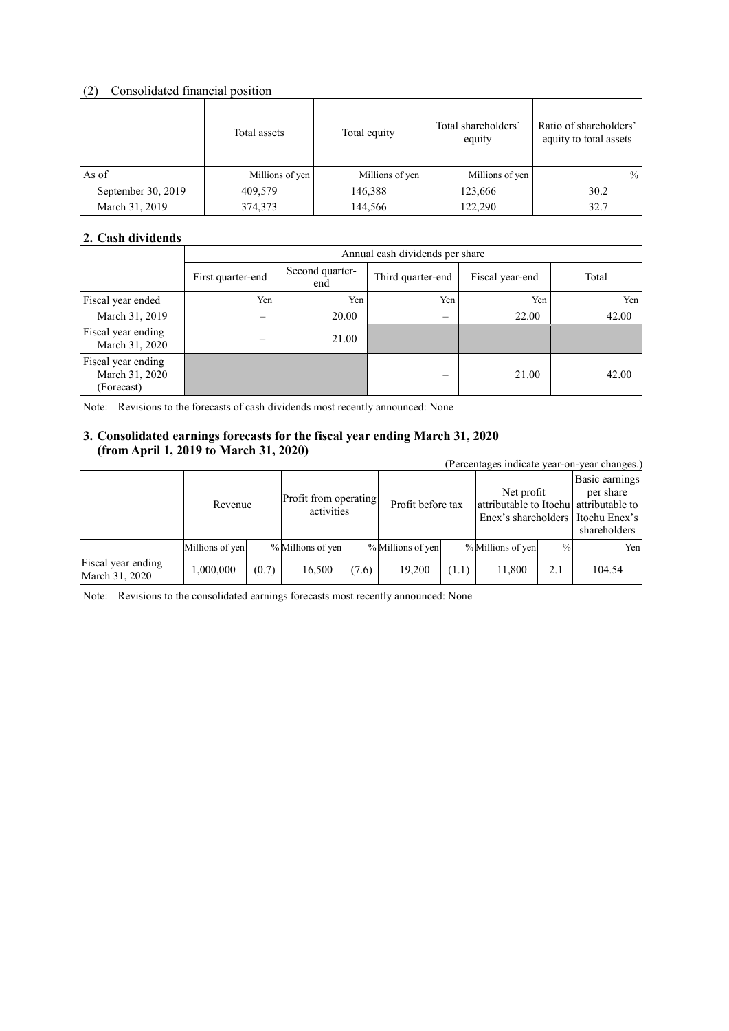### (2) Consolidated financial position

| | Total assets | Total equity | Total shareholders' equity | Ratio of shareholders' equity to total assets |
|---|---|---|---|---|
| As of | Millions of yen | Millions of yen | Millions of yen | % |
| September 30, 2019 | 409,579 | 146,388 | 123,666 | 30.2 |
| March 31, 2019 | 374,373 | 144,566 | 122,290 | 32.7 |

## 2. Cash dividends

| | Annual cash dividends per share | | | | |
|---|---|---|---|---|---|
| | First quarter-end | Second quarter-end | Third quarter-end | Fiscal year-end | Total |
| Fiscal year ended | Yen | Yen | Yen | Yen | Yen |
| March 31, 2019 | – | 20.00 | – | 22.00 | 42.00 |
| Fiscal year ending March 31, 2020 | – | 21.00 | | | |
| Fiscal year ending March 31, 2020 (Forecast) | | | – | 21.00 | 42.00 |

Note: Revisions to the forecasts of cash dividends most recently announced: None

## 3. Consolidated earnings forecasts for the fiscal year ending March 31, 2020 (from April 1, 2019 to March 31, 2020)

(Percentages indicate year-on-year changes.)

| | Revenue | | Profit from operating activities | | Profit before tax | | Net profit attributable to Itochu Enex's shareholders | | Basic earnings per share attributable to Itochu Enex's shareholders |
|---|---|---|---|---|---|---|---|---|---|
| | Millions of yen | % | Millions of yen | % | Millions of yen | % | Millions of yen | % | Yen |
| Fiscal year ending March 31, 2020 | 1,000,000 | (0.7) | 16,500 | (7.6) | 19,200 | (1.1) | 11,800 | 2.1 | 104.54 |

Note: Revisions to the consolidated earnings forecasts most recently announced: None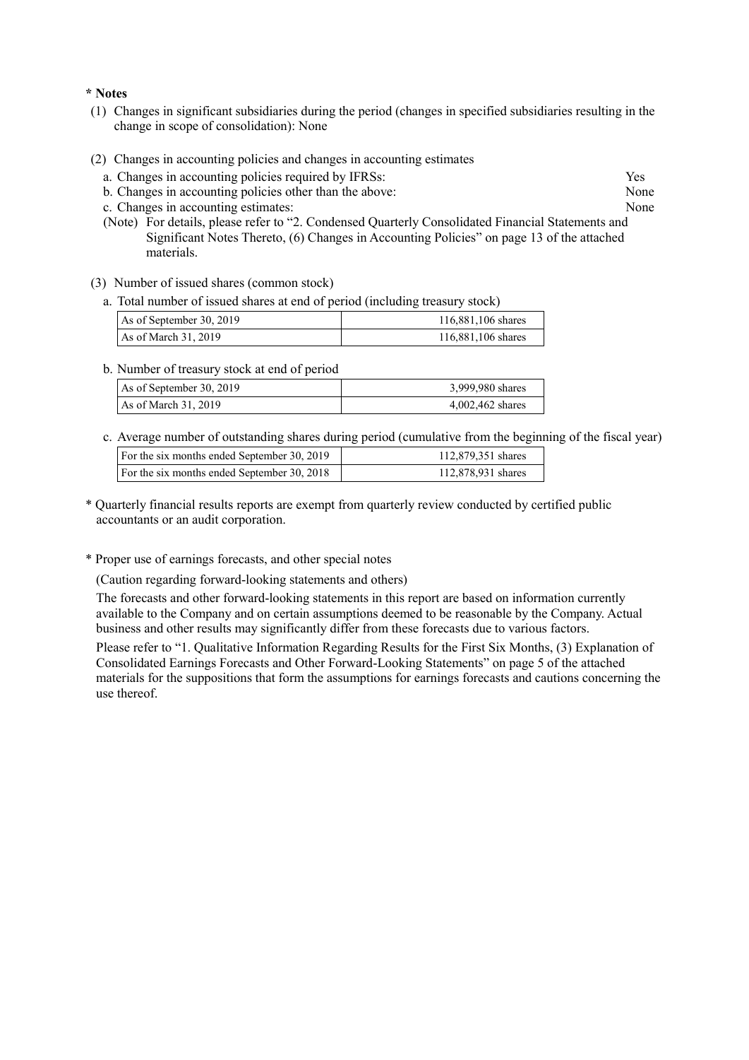**\* Notes**

(1) Changes in significant subsidiaries during the period (changes in specified subsidiaries resulting in the change in scope of consolidation): None

(2) Changes in accounting policies and changes in accounting estimates

a. Changes in accounting policies required by IFRSs: Yes

b. Changes in accounting policies other than the above: None

c. Changes in accounting estimates: None

(Note) For details, please refer to "2. Condensed Quarterly Consolidated Financial Statements and Significant Notes Thereto, (6) Changes in Accounting Policies" on page 13 of the attached materials.

(3) Number of issued shares (common stock)

a. Total number of issued shares at end of period (including treasury stock)

| | |
|---|---|
| As of September 30, 2019 | 116,881,106 shares |
| As of March 31, 2019 | 116,881,106 shares |

b. Number of treasury stock at end of period

| | |
|---|---|
| As of September 30, 2019 | 3,999,980 shares |
| As of March 31, 2019 | 4,002,462 shares |

c. Average number of outstanding shares during period (cumulative from the beginning of the fiscal year)

| | |
|---|---|
| For the six months ended September 30, 2019 | 112,879,351 shares |
| For the six months ended September 30, 2018 | 112,878,931 shares |

\* Quarterly financial results reports are exempt from quarterly review conducted by certified public accountants or an audit corporation.

\* Proper use of earnings forecasts, and other special notes

(Caution regarding forward-looking statements and others)

The forecasts and other forward-looking statements in this report are based on information currently available to the Company and on certain assumptions deemed to be reasonable by the Company. Actual business and other results may significantly differ from these forecasts due to various factors.

Please refer to "1. Qualitative Information Regarding Results for the First Six Months, (3) Explanation of Consolidated Earnings Forecasts and Other Forward-Looking Statements" on page 5 of the attached materials for the suppositions that form the assumptions for earnings forecasts and cautions concerning the use thereof.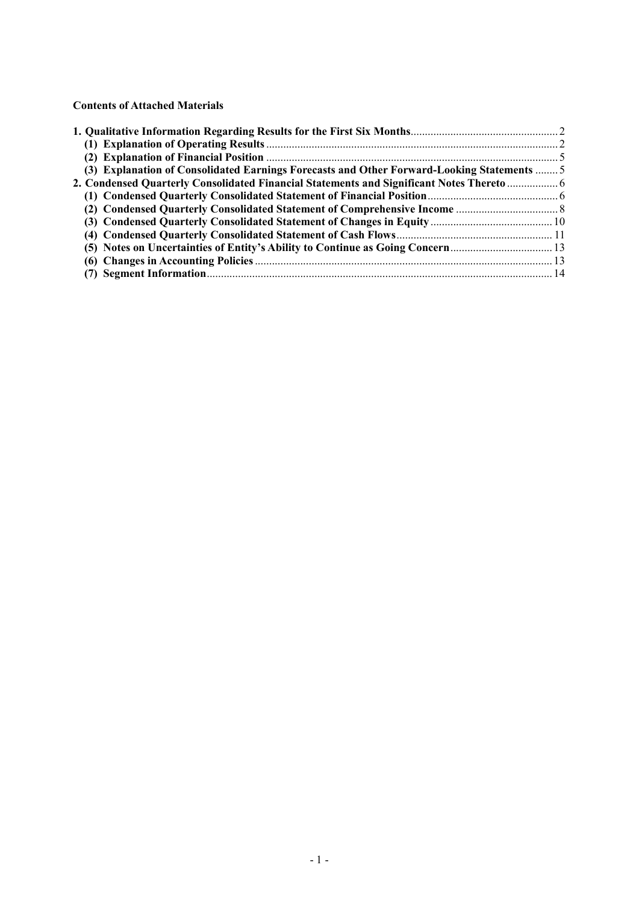**Contents of Attached Materials**

**1. Qualitative Information Regarding Results for the First Six Months** .................................................... 2

**(1) Explanation of Operating Results** ...................................................................................................... 2

**(2) Explanation of Financial Position** ...................................................................................................... 5

**(3) Explanation of Consolidated Earnings Forecasts and Other Forward-Looking Statements** ........ 5

**2. Condensed Quarterly Consolidated Financial Statements and Significant Notes Thereto** .................. 6

**(1) Condensed Quarterly Consolidated Statement of Financial Position** .............................................. 6

**(2) Condensed Quarterly Consolidated Statement of Comprehensive Income** .................................... 8

**(3) Condensed Quarterly Consolidated Statement of Changes in Equity** ........................................... 10

**(4) Condensed Quarterly Consolidated Statement of Cash Flows** ...................................................... 11

**(5) Notes on Uncertainties of Entity's Ability to Continue as Going Concern** .................................... 13

**(6) Changes in Accounting Policies** ........................................................................................................ 13

**(7) Segment Information** ......................................................................................................................... 14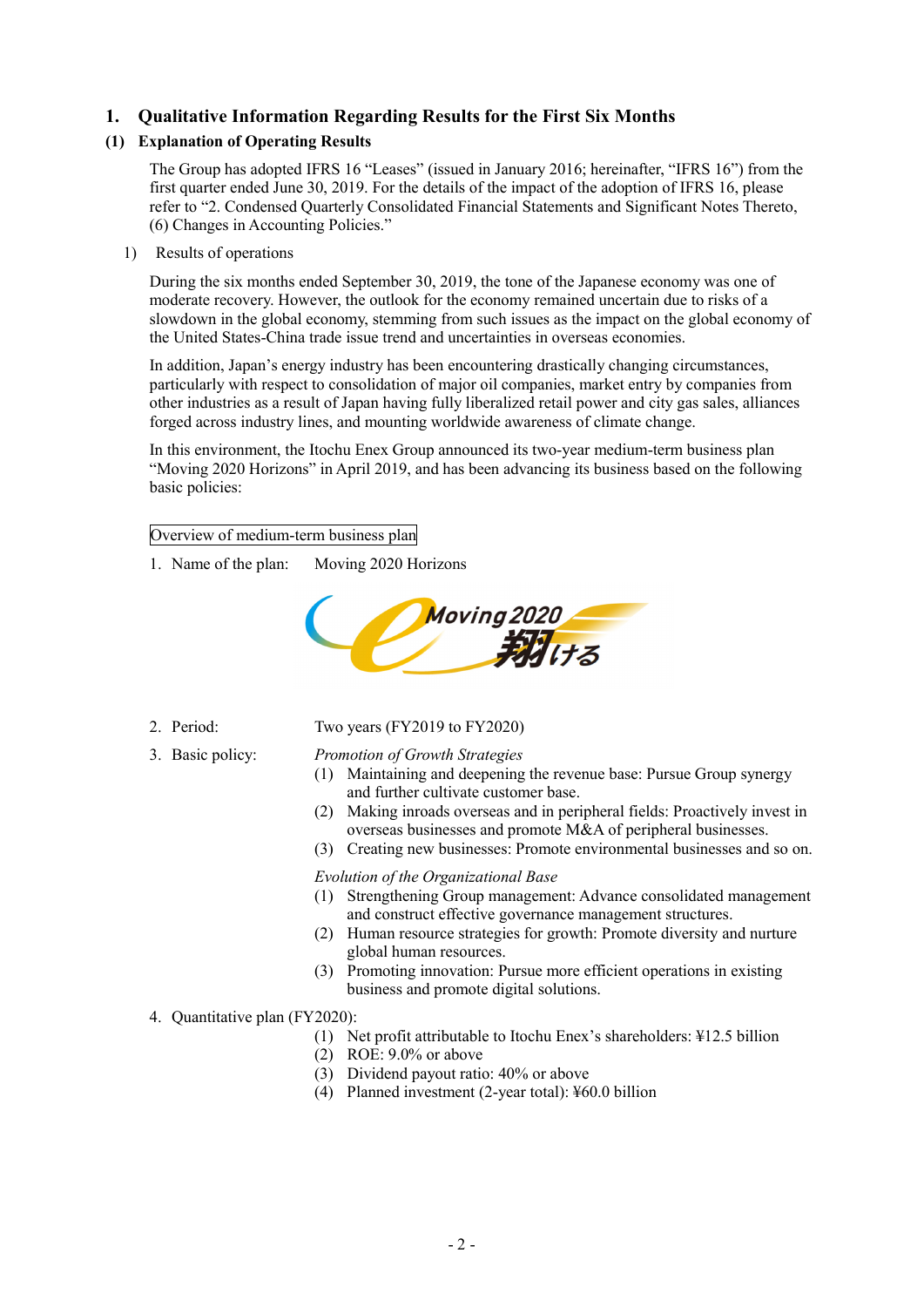# 1. Qualitative Information Regarding Results for the First Six Months

## (1) Explanation of Operating Results

The Group has adopted IFRS 16 "Leases" (issued in January 2016; hereinafter, "IFRS 16") from the first quarter ended June 30, 2019. For the details of the impact of the adoption of IFRS 16, please refer to "2. Condensed Quarterly Consolidated Financial Statements and Significant Notes Thereto, (6) Changes in Accounting Policies."

1) Results of operations

During the six months ended September 30, 2019, the tone of the Japanese economy was one of moderate recovery. However, the outlook for the economy remained uncertain due to risks of a slowdown in the global economy, stemming from such issues as the impact on the global economy of the United States-China trade issue trend and uncertainties in overseas economies.

In addition, Japan's energy industry has been encountering drastically changing circumstances, particularly with respect to consolidation of major oil companies, market entry by companies from other industries as a result of Japan having fully liberalized retail power and city gas sales, alliances forged across industry lines, and mounting worldwide awareness of climate change.

In this environment, the Itochu Enex Group announced its two-year medium-term business plan "Moving 2020 Horizons" in April 2019, and has been advancing its business based on the following basic policies:

Overview of medium-term business plan

1. Name of the plan: Moving 2020 Horizons

2. Period: Two years (FY2019 to FY2020)

3. Basic policy:

   *Promotion of Growth Strategies*
   
   (1) Maintaining and deepening the revenue base: Pursue Group synergy and further cultivate customer base.
   
   (2) Making inroads overseas and in peripheral fields: Proactively invest in overseas businesses and promote M&A of peripheral businesses.
   
   (3) Creating new businesses: Promote environmental businesses and so on.

   *Evolution of the Organizational Base*
   
   (1) Strengthening Group management: Advance consolidated management and construct effective governance management structures.
   
   (2) Human resource strategies for growth: Promote diversity and nurture global human resources.
   
   (3) Promoting innovation: Pursue more efficient operations in existing business and promote digital solutions.

4. Quantitative plan (FY2020):

   (1) Net profit attributable to Itochu Enex's shareholders: ¥12.5 billion
   
   (2) ROE: 9.0% or above
   
   (3) Dividend payout ratio: 40% or above
   
   (4) Planned investment (2-year total): ¥60.0 billion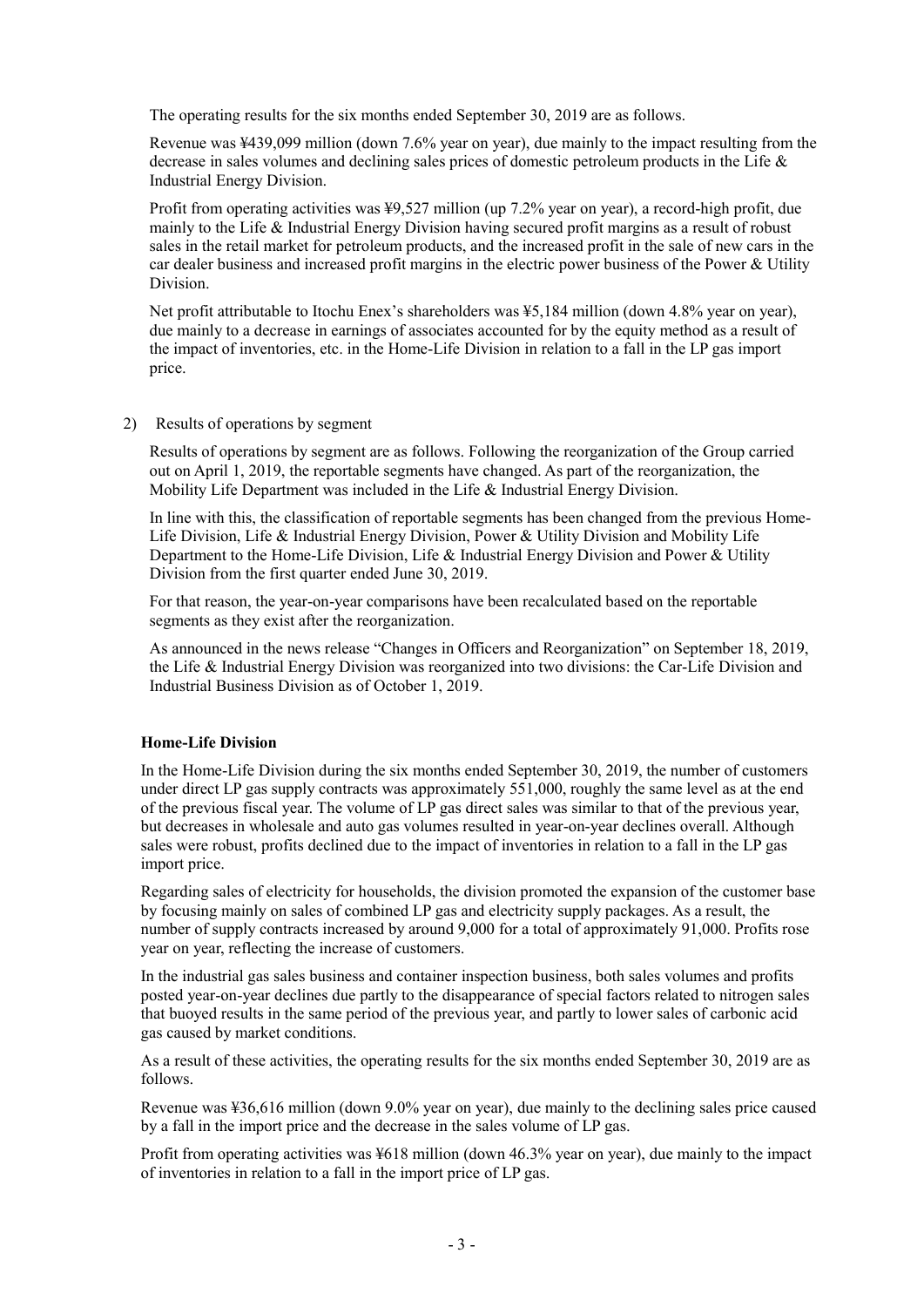The operating results for the six months ended September 30, 2019 are as follows.

Revenue was ¥439,099 million (down 7.6% year on year), due mainly to the impact resulting from the decrease in sales volumes and declining sales prices of domestic petroleum products in the Life & Industrial Energy Division.

Profit from operating activities was ¥9,527 million (up 7.2% year on year), a record-high profit, due mainly to the Life & Industrial Energy Division having secured profit margins as a result of robust sales in the retail market for petroleum products, and the increased profit in the sale of new cars in the car dealer business and increased profit margins in the electric power business of the Power & Utility Division.

Net profit attributable to Itochu Enex's shareholders was ¥5,184 million (down 4.8% year on year), due mainly to a decrease in earnings of associates accounted for by the equity method as a result of the impact of inventories, etc. in the Home-Life Division in relation to a fall in the LP gas import price.

2) Results of operations by segment

Results of operations by segment are as follows. Following the reorganization of the Group carried out on April 1, 2019, the reportable segments have changed. As part of the reorganization, the Mobility Life Department was included in the Life & Industrial Energy Division.

In line with this, the classification of reportable segments has been changed from the previous Home-Life Division, Life & Industrial Energy Division, Power & Utility Division and Mobility Life Department to the Home-Life Division, Life & Industrial Energy Division and Power & Utility Division from the first quarter ended June 30, 2019.

For that reason, the year-on-year comparisons have been recalculated based on the reportable segments as they exist after the reorganization.

As announced in the news release "Changes in Officers and Reorganization" on September 18, 2019, the Life & Industrial Energy Division was reorganized into two divisions: the Car-Life Division and Industrial Business Division as of October 1, 2019.

**Home-Life Division**

In the Home-Life Division during the six months ended September 30, 2019, the number of customers under direct LP gas supply contracts was approximately 551,000, roughly the same level as at the end of the previous fiscal year. The volume of LP gas direct sales was similar to that of the previous year, but decreases in wholesale and auto gas volumes resulted in year-on-year declines overall. Although sales were robust, profits declined due to the impact of inventories in relation to a fall in the LP gas import price.

Regarding sales of electricity for households, the division promoted the expansion of the customer base by focusing mainly on sales of combined LP gas and electricity supply packages. As a result, the number of supply contracts increased by around 9,000 for a total of approximately 91,000. Profits rose year on year, reflecting the increase of customers.

In the industrial gas sales business and container inspection business, both sales volumes and profits posted year-on-year declines due partly to the disappearance of special factors related to nitrogen sales that buoyed results in the same period of the previous year, and partly to lower sales of carbonic acid gas caused by market conditions.

As a result of these activities, the operating results for the six months ended September 30, 2019 are as follows.

Revenue was ¥36,616 million (down 9.0% year on year), due mainly to the declining sales price caused by a fall in the import price and the decrease in the sales volume of LP gas.

Profit from operating activities was ¥618 million (down 46.3% year on year), due mainly to the impact of inventories in relation to a fall in the import price of LP gas.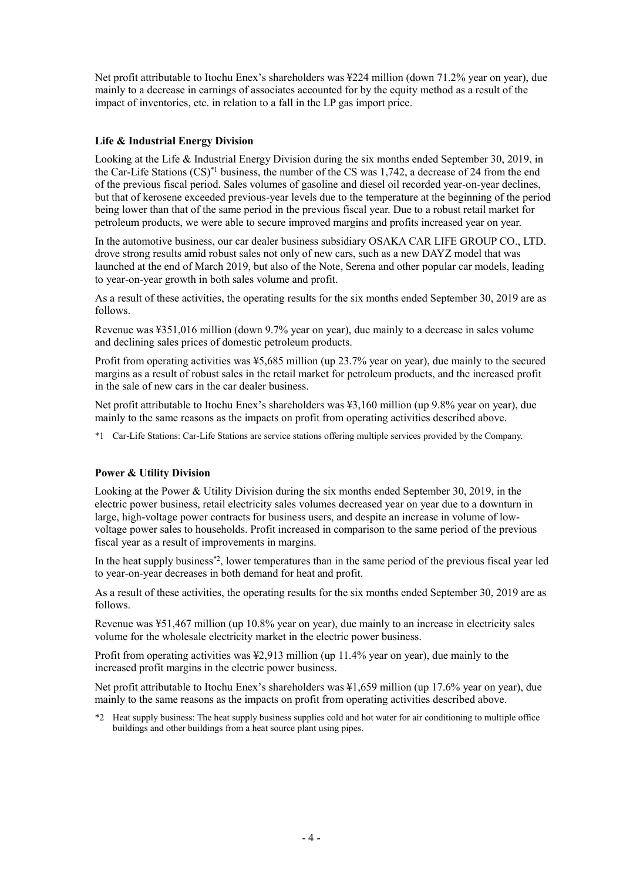Net profit attributable to Itochu Enex's shareholders was ¥224 million (down 71.2% year on year), due mainly to a decrease in earnings of associates accounted for by the equity method as a result of the impact of inventories, etc. in relation to a fall in the LP gas import price.

**Life & Industrial Energy Division**

Looking at the Life & Industrial Energy Division during the six months ended September 30, 2019, in the Car-Life Stations (CS)[*1] business, the number of the CS was 1,742, a decrease of 24 from the end of the previous fiscal period. Sales volumes of gasoline and diesel oil recorded year-on-year declines, but that of kerosene exceeded previous-year levels due to the temperature at the beginning of the period being lower than that of the same period in the previous fiscal year. Due to a robust retail market for petroleum products, we were able to secure improved margins and profits increased year on year.

In the automotive business, our car dealer business subsidiary OSAKA CAR LIFE GROUP CO., LTD. drove strong results amid robust sales not only of new cars, such as a new DAYZ model that was launched at the end of March 2019, but also of the Note, Serena and other popular car models, leading to year-on-year growth in both sales volume and profit.

As a result of these activities, the operating results for the six months ended September 30, 2019 are as follows.

Revenue was ¥351,016 million (down 9.7% year on year), due mainly to a decrease in sales volume and declining sales prices of domestic petroleum products.

Profit from operating activities was ¥5,685 million (up 23.7% year on year), due mainly to the secured margins as a result of robust sales in the retail market for petroleum products, and the increased profit in the sale of new cars in the car dealer business.

Net profit attributable to Itochu Enex's shareholders was ¥3,160 million (up 9.8% year on year), due mainly to the same reasons as the impacts on profit from operating activities described above.

*1 Car-Life Stations: Car-Life Stations are service stations offering multiple services provided by the Company.

**Power & Utility Division**

Looking at the Power & Utility Division during the six months ended September 30, 2019, in the electric power business, retail electricity sales volumes decreased year on year due to a downturn in large, high-voltage power contracts for business users, and despite an increase in volume of low-voltage power sales to households. Profit increased in comparison to the same period of the previous fiscal year as a result of improvements in margins.

In the heat supply business[*2], lower temperatures than in the same period of the previous fiscal year led to year-on-year decreases in both demand for heat and profit.

As a result of these activities, the operating results for the six months ended September 30, 2019 are as follows.

Revenue was ¥51,467 million (up 10.8% year on year), due mainly to an increase in electricity sales volume for the wholesale electricity market in the electric power business.

Profit from operating activities was ¥2,913 million (up 11.4% year on year), due mainly to the increased profit margins in the electric power business.

Net profit attributable to Itochu Enex's shareholders was ¥1,659 million (up 17.6% year on year), due mainly to the same reasons as the impacts on profit from operating activities described above.

*2 Heat supply business: The heat supply business supplies cold and hot water for air conditioning to multiple office buildings and other buildings from a heat source plant using pipes.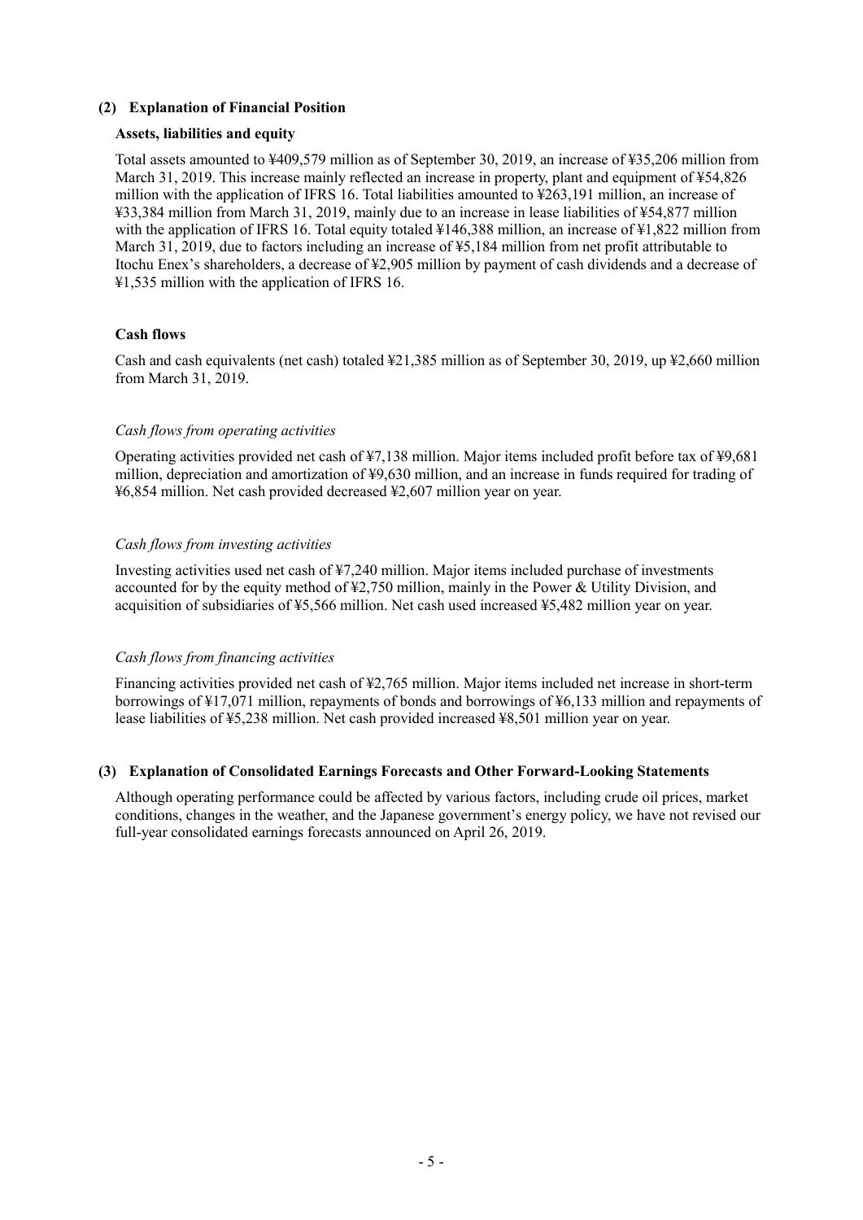### (2) Explanation of Financial Position

#### Assets, liabilities and equity

Total assets amounted to ¥409,579 million as of September 30, 2019, an increase of ¥35,206 million from March 31, 2019. This increase mainly reflected an increase in property, plant and equipment of ¥54,826 million with the application of IFRS 16. Total liabilities amounted to ¥263,191 million, an increase of ¥33,384 million from March 31, 2019, mainly due to an increase in lease liabilities of ¥54,877 million with the application of IFRS 16. Total equity totaled ¥146,388 million, an increase of ¥1,822 million from March 31, 2019, due to factors including an increase of ¥5,184 million from net profit attributable to Itochu Enex's shareholders, a decrease of ¥2,905 million by payment of cash dividends and a decrease of ¥1,535 million with the application of IFRS 16.

#### Cash flows

Cash and cash equivalents (net cash) totaled ¥21,385 million as of September 30, 2019, up ¥2,660 million from March 31, 2019.

*Cash flows from operating activities*

Operating activities provided net cash of ¥7,138 million. Major items included profit before tax of ¥9,681 million, depreciation and amortization of ¥9,630 million, and an increase in funds required for trading of ¥6,854 million. Net cash provided decreased ¥2,607 million year on year.

*Cash flows from investing activities*

Investing activities used net cash of ¥7,240 million. Major items included purchase of investments accounted for by the equity method of ¥2,750 million, mainly in the Power & Utility Division, and acquisition of subsidiaries of ¥5,566 million. Net cash used increased ¥5,482 million year on year.

*Cash flows from financing activities*

Financing activities provided net cash of ¥2,765 million. Major items included net increase in short-term borrowings of ¥17,071 million, repayments of bonds and borrowings of ¥6,133 million and repayments of lease liabilities of ¥5,238 million. Net cash provided increased ¥8,501 million year on year.

### (3) Explanation of Consolidated Earnings Forecasts and Other Forward-Looking Statements

Although operating performance could be affected by various factors, including crude oil prices, market conditions, changes in the weather, and the Japanese government's energy policy, we have not revised our full-year consolidated earnings forecasts announced on April 26, 2019.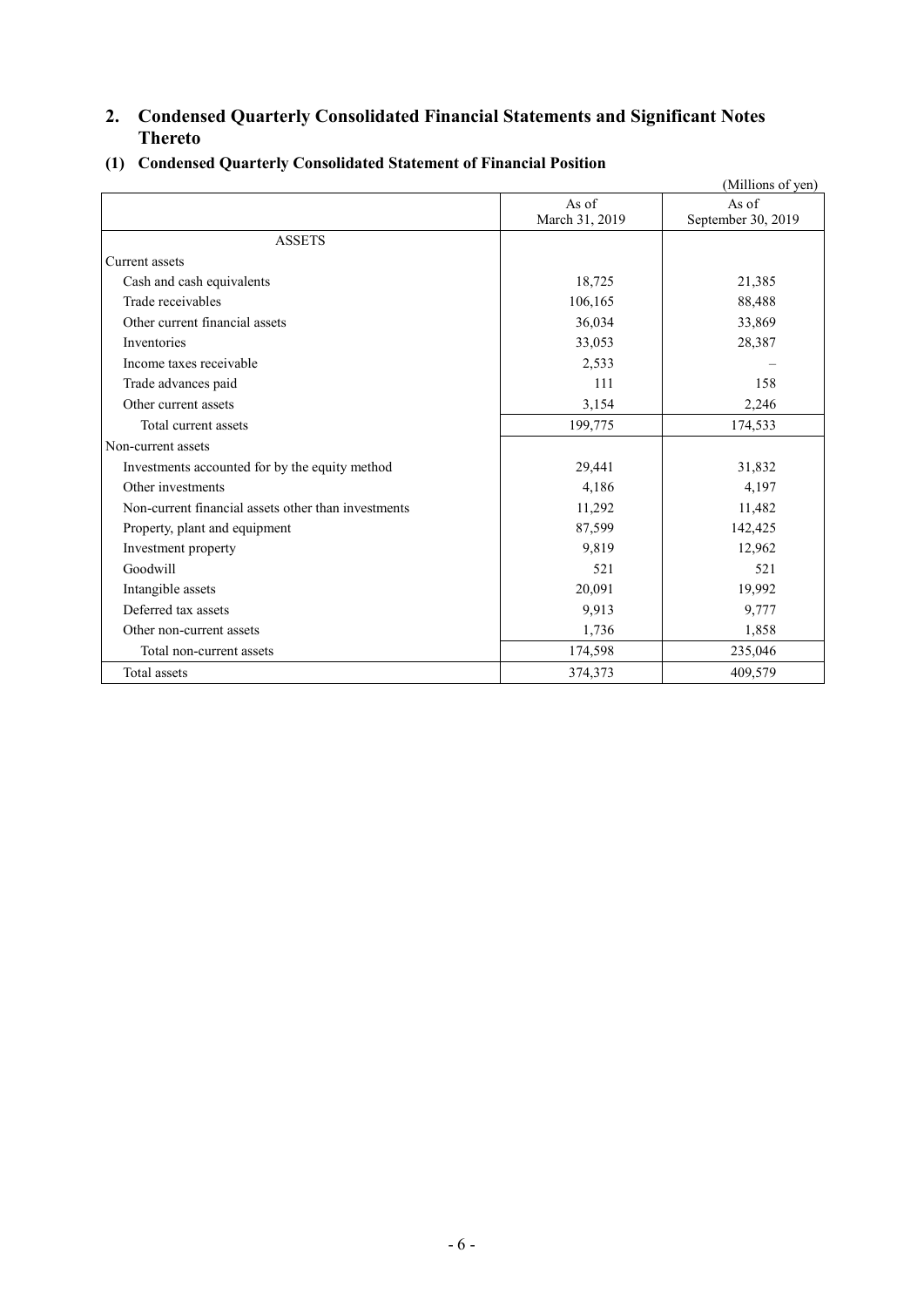## 2. Condensed Quarterly Consolidated Financial Statements and Significant Notes Thereto

### (1) Condensed Quarterly Consolidated Statement of Financial Position

(Millions of yen)

| | As of March 31, 2019 | As of September 30, 2019 |
|---|---|---|
| ASSETS | | |
| Current assets | | |
| Cash and cash equivalents | 18,725 | 21,385 |
| Trade receivables | 106,165 | 88,488 |
| Other current financial assets | 36,034 | 33,869 |
| Inventories | 33,053 | 28,387 |
| Income taxes receivable | 2,533 | – |
| Trade advances paid | 111 | 158 |
| Other current assets | 3,154 | 2,246 |
| Total current assets | 199,775 | 174,533 |
| Non-current assets | | |
| Investments accounted for by the equity method | 29,441 | 31,832 |
| Other investments | 4,186 | 4,197 |
| Non-current financial assets other than investments | 11,292 | 11,482 |
| Property, plant and equipment | 87,599 | 142,425 |
| Investment property | 9,819 | 12,962 |
| Goodwill | 521 | 521 |
| Intangible assets | 20,091 | 19,992 |
| Deferred tax assets | 9,913 | 9,777 |
| Other non-current assets | 1,736 | 1,858 |
| Total non-current assets | 174,598 | 235,046 |
| Total assets | 374,373 | 409,579 |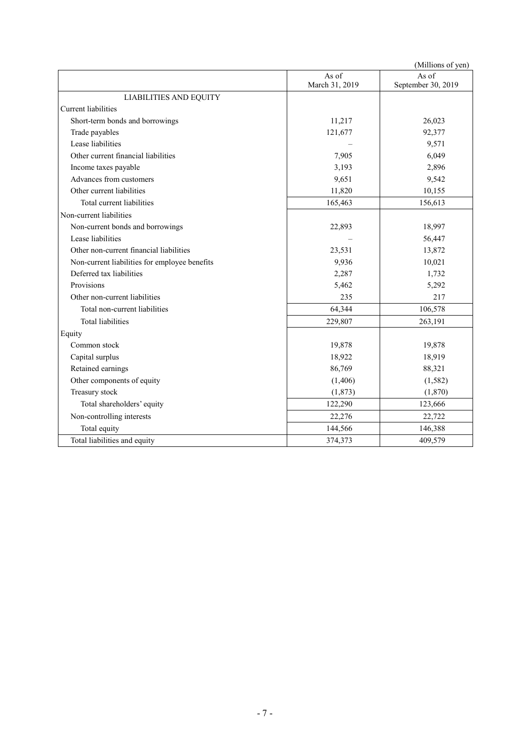(Millions of yen)

| | As of March 31, 2019 | As of September 30, 2019 |
|---|---|---|
| LIABILITIES AND EQUITY | | |
| Current liabilities | | |
| Short-term bonds and borrowings | 11,217 | 26,023 |
| Trade payables | 121,677 | 92,377 |
| Lease liabilities | – | 9,571 |
| Other current financial liabilities | 7,905 | 6,049 |
| Income taxes payable | 3,193 | 2,896 |
| Advances from customers | 9,651 | 9,542 |
| Other current liabilities | 11,820 | 10,155 |
| Total current liabilities | 165,463 | 156,613 |
| Non-current liabilities | | |
| Non-current bonds and borrowings | 22,893 | 18,997 |
| Lease liabilities | – | 56,447 |
| Other non-current financial liabilities | 23,531 | 13,872 |
| Non-current liabilities for employee benefits | 9,936 | 10,021 |
| Deferred tax liabilities | 2,287 | 1,732 |
| Provisions | 5,462 | 5,292 |
| Other non-current liabilities | 235 | 217 |
| Total non-current liabilities | 64,344 | 106,578 |
| Total liabilities | 229,807 | 263,191 |
| Equity | | |
| Common stock | 19,878 | 19,878 |
| Capital surplus | 18,922 | 18,919 |
| Retained earnings | 86,769 | 88,321 |
| Other components of equity | (1,406) | (1,582) |
| Treasury stock | (1,873) | (1,870) |
| Total shareholders' equity | 122,290 | 123,666 |
| Non-controlling interests | 22,276 | 22,722 |
| Total equity | 144,566 | 146,388 |
| Total liabilities and equity | 374,373 | 409,579 |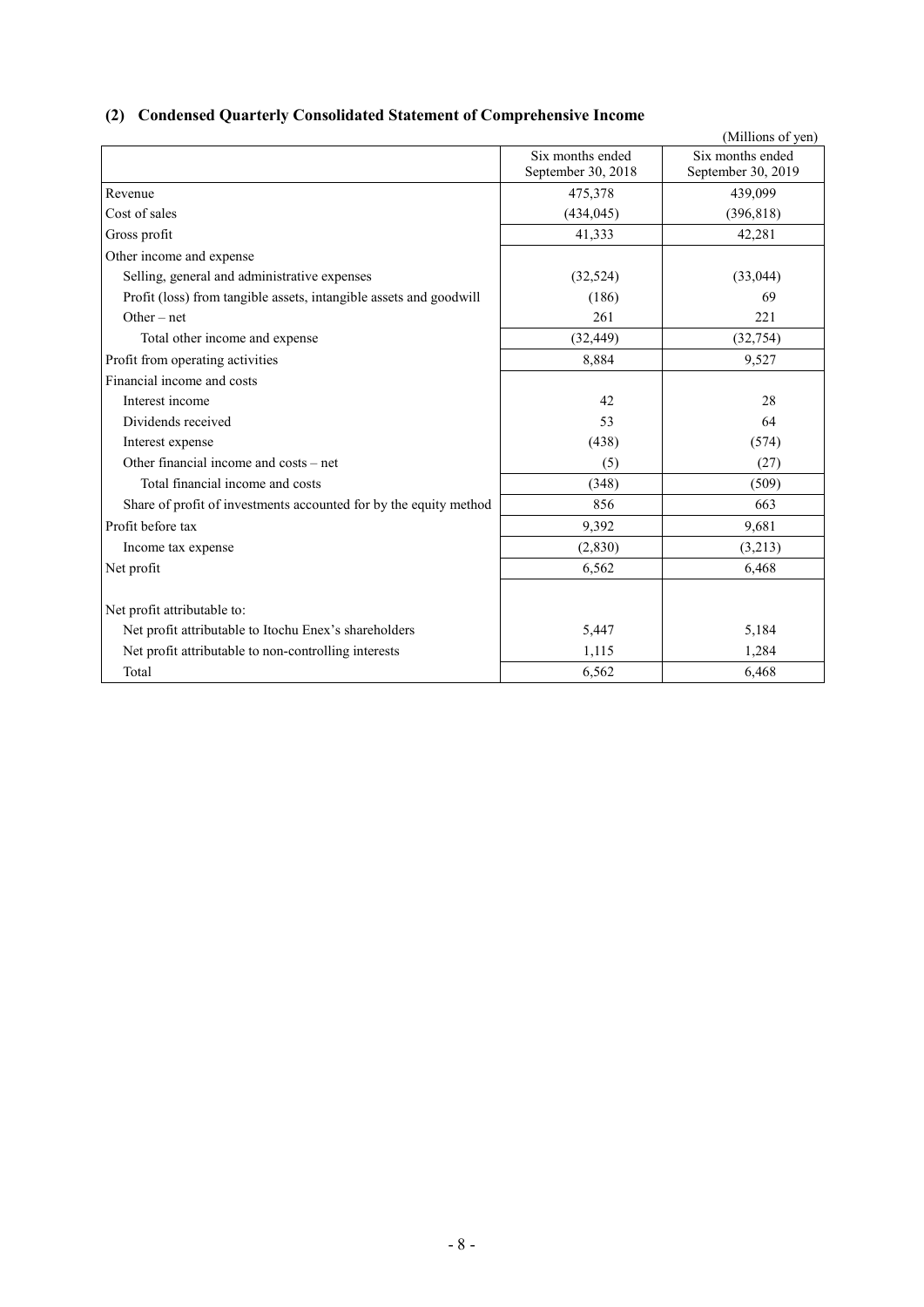### (2) Condensed Quarterly Consolidated Statement of Comprehensive Income

(Millions of yen)

| | Six months ended September 30, 2018 | Six months ended September 30, 2019 |
|---|---|---|
| Revenue | 475,378 | 439,099 |
| Cost of sales | (434,045) | (396,818) |
| Gross profit | 41,333 | 42,281 |
| Other income and expense | | |
| Selling, general and administrative expenses | (32,524) | (33,044) |
| Profit (loss) from tangible assets, intangible assets and goodwill | (186) | 69 |
| Other – net | 261 | 221 |
| Total other income and expense | (32,449) | (32,754) |
| Profit from operating activities | 8,884 | 9,527 |
| Financial income and costs | | |
| Interest income | 42 | 28 |
| Dividends received | 53 | 64 |
| Interest expense | (438) | (574) |
| Other financial income and costs – net | (5) | (27) |
| Total financial income and costs | (348) | (509) |
| Share of profit of investments accounted for by the equity method | 856 | 663 |
| Profit before tax | 9,392 | 9,681 |
| Income tax expense | (2,830) | (3,213) |
| Net profit | 6,562 | 6,468 |
| | | |
| Net profit attributable to: | | |
| Net profit attributable to Itochu Enex's shareholders | 5,447 | 5,184 |
| Net profit attributable to non-controlling interests | 1,115 | 1,284 |
| Total | 6,562 | 6,468 |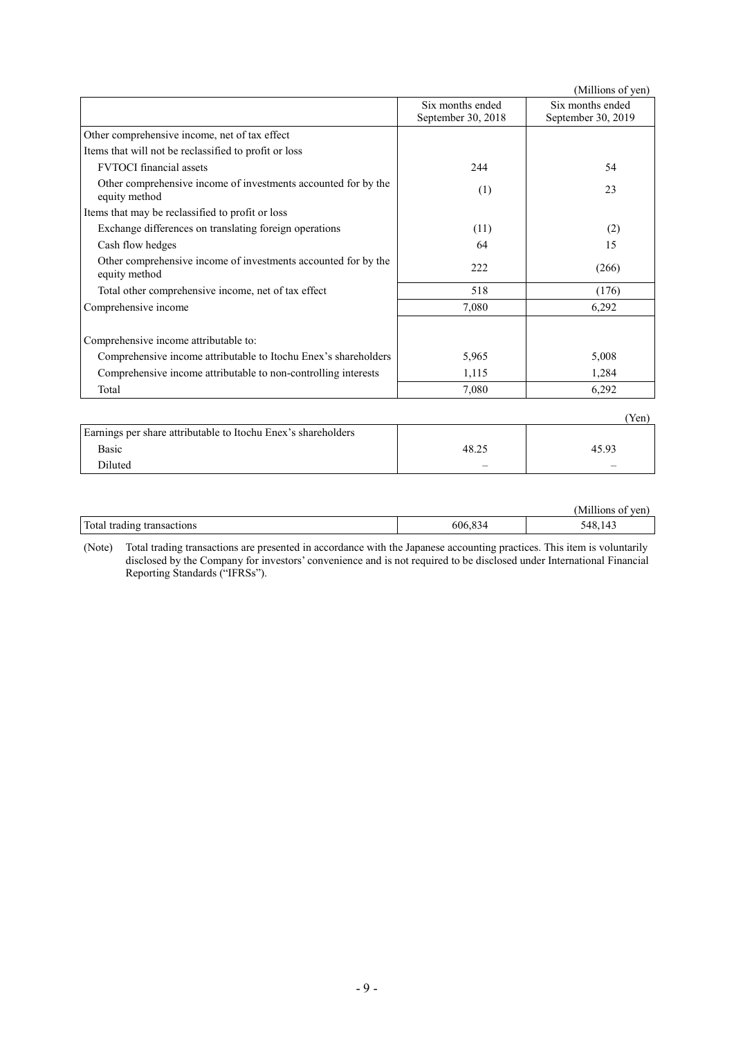(Millions of yen)

| | Six months ended September 30, 2018 | Six months ended September 30, 2019 |
|---|---|---|
| Other comprehensive income, net of tax effect | | |
| Items that will not be reclassified to profit or loss | | |
| FVTOCI financial assets | 244 | 54 |
| Other comprehensive income of investments accounted for by the equity method | (1) | 23 |
| Items that may be reclassified to profit or loss | | |
| Exchange differences on translating foreign operations | (11) | (2) |
| Cash flow hedges | 64 | 15 |
| Other comprehensive income of investments accounted for by the equity method | 222 | (266) |
| Total other comprehensive income, net of tax effect | 518 | (176) |
| Comprehensive income | 7,080 | 6,292 |
| Comprehensive income attributable to: | | |
| Comprehensive income attributable to Itochu Enex's shareholders | 5,965 | 5,008 |
| Comprehensive income attributable to non-controlling interests | 1,115 | 1,284 |
| Total | 7,080 | 6,292 |

(Yen)

| | | |
|---|---|---|
| Earnings per share attributable to Itochu Enex's shareholders | | |
| Basic | 48.25 | 45.93 |
| Diluted | – | – |

(Millions of yen)

| | | |
|---|---|---|
| Total trading transactions | 606,834 | 548,143 |

(Note) Total trading transactions are presented in accordance with the Japanese accounting practices. This item is voluntarily disclosed by the Company for investors' convenience and is not required to be disclosed under International Financial Reporting Standards ("IFRSs").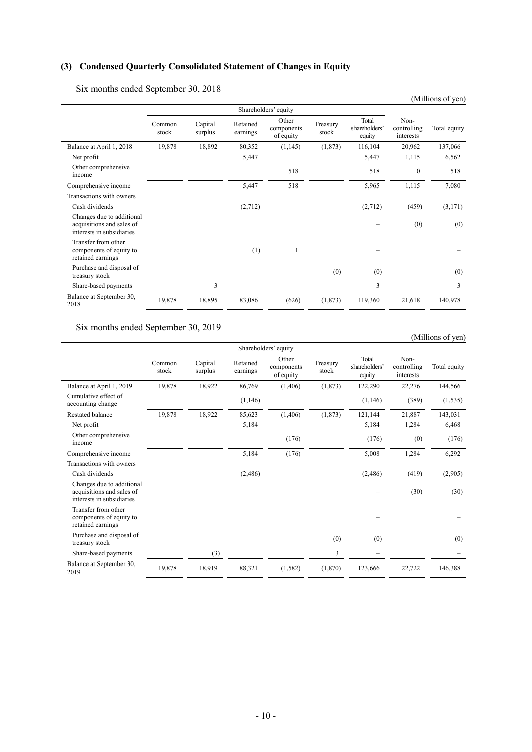### (3) Condensed Quarterly Consolidated Statement of Changes in Equity

Six months ended September 30, 2018

(Millions of yen)

| | Shareholders' equity | | | | | | | |
|---|---|---|---|---|---|---|---|---|
| | Common stock | Capital surplus | Retained earnings | Other components of equity | Treasury stock | Total shareholders' equity | Non-controlling interests | Total equity |
| Balance at April 1, 2018 | 19,878 | 18,892 | 80,352 | (1,145) | (1,873) | 116,104 | 20,962 | 137,066 |
| Net profit | | | 5,447 | | | 5,447 | 1,115 | 6,562 |
| Other comprehensive income | | | | 518 | | 518 | 0 | 518 |
| Comprehensive income | | | 5,447 | 518 | | 5,965 | 1,115 | 7,080 |
| Transactions with owners | | | | | | | | |
| Cash dividends | | | (2,712) | | | (2,712) | (459) | (3,171) |
| Changes due to additional acquisitions and sales of interests in subsidiaries | | | | | | – | (0) | (0) |
| Transfer from other components of equity to retained earnings | | | (1) | 1 | | – | | – |
| Purchase and disposal of treasury stock | | | | | (0) | (0) | | (0) |
| Share-based payments | | 3 | | | | 3 | | 3 |
| Balance at September 30, 2018 | 19,878 | 18,895 | 83,086 | (626) | (1,873) | 119,360 | 21,618 | 140,978 |

Six months ended September 30, 2019

(Millions of yen)

| | Shareholders' equity | | | | | | | |
|---|---|---|---|---|---|---|---|---|
| | Common stock | Capital surplus | Retained earnings | Other components of equity | Treasury stock | Total shareholders' equity | Non-controlling interests | Total equity |
| Balance at April 1, 2019 | 19,878 | 18,922 | 86,769 | (1,406) | (1,873) | 122,290 | 22,276 | 144,566 |
| Cumulative effect of accounting change | | | (1,146) | | | (1,146) | (389) | (1,535) |
| Restated balance | 19,878 | 18,922 | 85,623 | (1,406) | (1,873) | 121,144 | 21,887 | 143,031 |
| Net profit | | | 5,184 | | | 5,184 | 1,284 | 6,468 |
| Other comprehensive income | | | | (176) | | (176) | (0) | (176) |
| Comprehensive income | | | 5,184 | (176) | | 5,008 | 1,284 | 6,292 |
| Transactions with owners | | | | | | | | |
| Cash dividends | | | (2,486) | | | (2,486) | (419) | (2,905) |
| Changes due to additional acquisitions and sales of interests in subsidiaries | | | | | | – | (30) | (30) |
| Transfer from other components of equity to retained earnings | | | | | | – | | – |
| Purchase and disposal of treasury stock | | | | | (0) | (0) | | (0) |
| Share-based payments | | (3) | | | 3 | – | | – |
| Balance at September 30, 2019 | 19,878 | 18,919 | 88,321 | (1,582) | (1,870) | 123,666 | 22,722 | 146,388 |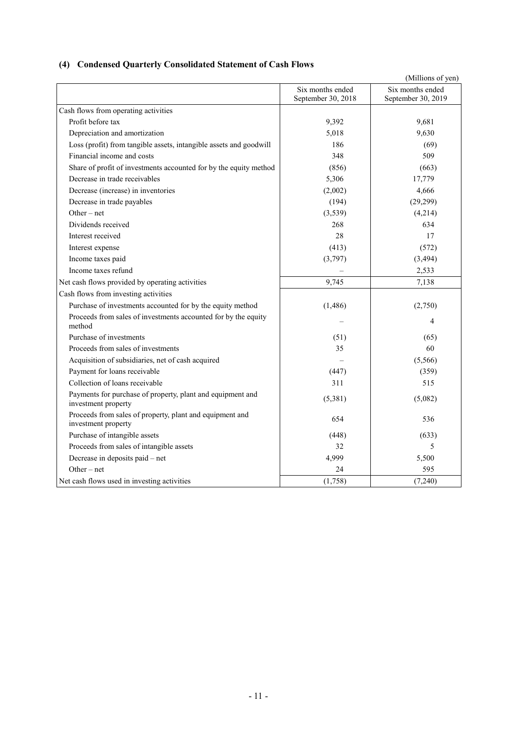## (4) Condensed Quarterly Consolidated Statement of Cash Flows

(Millions of yen)

| | Six months ended September 30, 2018 | Six months ended September 30, 2019 |
|---|---|---|
| Cash flows from operating activities | | |
| Profit before tax | 9,392 | 9,681 |
| Depreciation and amortization | 5,018 | 9,630 |
| Loss (profit) from tangible assets, intangible assets and goodwill | 186 | (69) |
| Financial income and costs | 348 | 509 |
| Share of profit of investments accounted for by the equity method | (856) | (663) |
| Decrease in trade receivables | 5,306 | 17,779 |
| Decrease (increase) in inventories | (2,002) | 4,666 |
| Decrease in trade payables | (194) | (29,299) |
| Other – net | (3,539) | (4,214) |
| Dividends received | 268 | 634 |
| Interest received | 28 | 17 |
| Interest expense | (413) | (572) |
| Income taxes paid | (3,797) | (3,494) |
| Income taxes refund | – | 2,533 |
| Net cash flows provided by operating activities | 9,745 | 7,138 |
| Cash flows from investing activities | | |
| Purchase of investments accounted for by the equity method | (1,486) | (2,750) |
| Proceeds from sales of investments accounted for by the equity method | – | 4 |
| Purchase of investments | (51) | (65) |
| Proceeds from sales of investments | 35 | 60 |
| Acquisition of subsidiaries, net of cash acquired | – | (5,566) |
| Payment for loans receivable | (447) | (359) |
| Collection of loans receivable | 311 | 515 |
| Payments for purchase of property, plant and equipment and investment property | (5,381) | (5,082) |
| Proceeds from sales of property, plant and equipment and investment property | 654 | 536 |
| Purchase of intangible assets | (448) | (633) |
| Proceeds from sales of intangible assets | 32 | 5 |
| Decrease in deposits paid – net | 4,999 | 5,500 |
| Other – net | 24 | 595 |
| Net cash flows used in investing activities | (1,758) | (7,240) |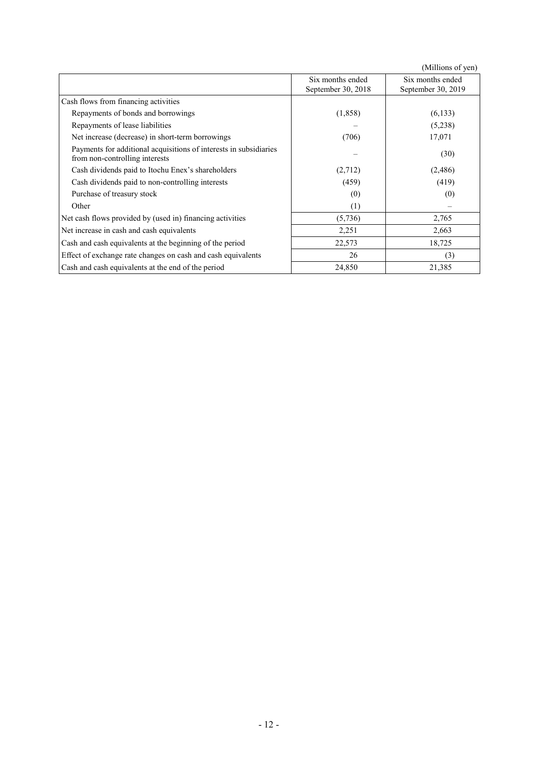(Millions of yen)

| | Six months ended September 30, 2018 | Six months ended September 30, 2019 |
|---|---|---|
| Cash flows from financing activities | | |
| Repayments of bonds and borrowings | (1,858) | (6,133) |
| Repayments of lease liabilities | – | (5,238) |
| Net increase (decrease) in short-term borrowings | (706) | 17,071 |
| Payments for additional acquisitions of interests in subsidiaries from non-controlling interests | – | (30) |
| Cash dividends paid to Itochu Enex's shareholders | (2,712) | (2,486) |
| Cash dividends paid to non-controlling interests | (459) | (419) |
| Purchase of treasury stock | (0) | (0) |
| Other | (1) | – |
| Net cash flows provided by (used in) financing activities | (5,736) | 2,765 |
| Net increase in cash and cash equivalents | 2,251 | 2,663 |
| Cash and cash equivalents at the beginning of the period | 22,573 | 18,725 |
| Effect of exchange rate changes on cash and cash equivalents | 26 | (3) |
| Cash and cash equivalents at the end of the period | 24,850 | 21,385 |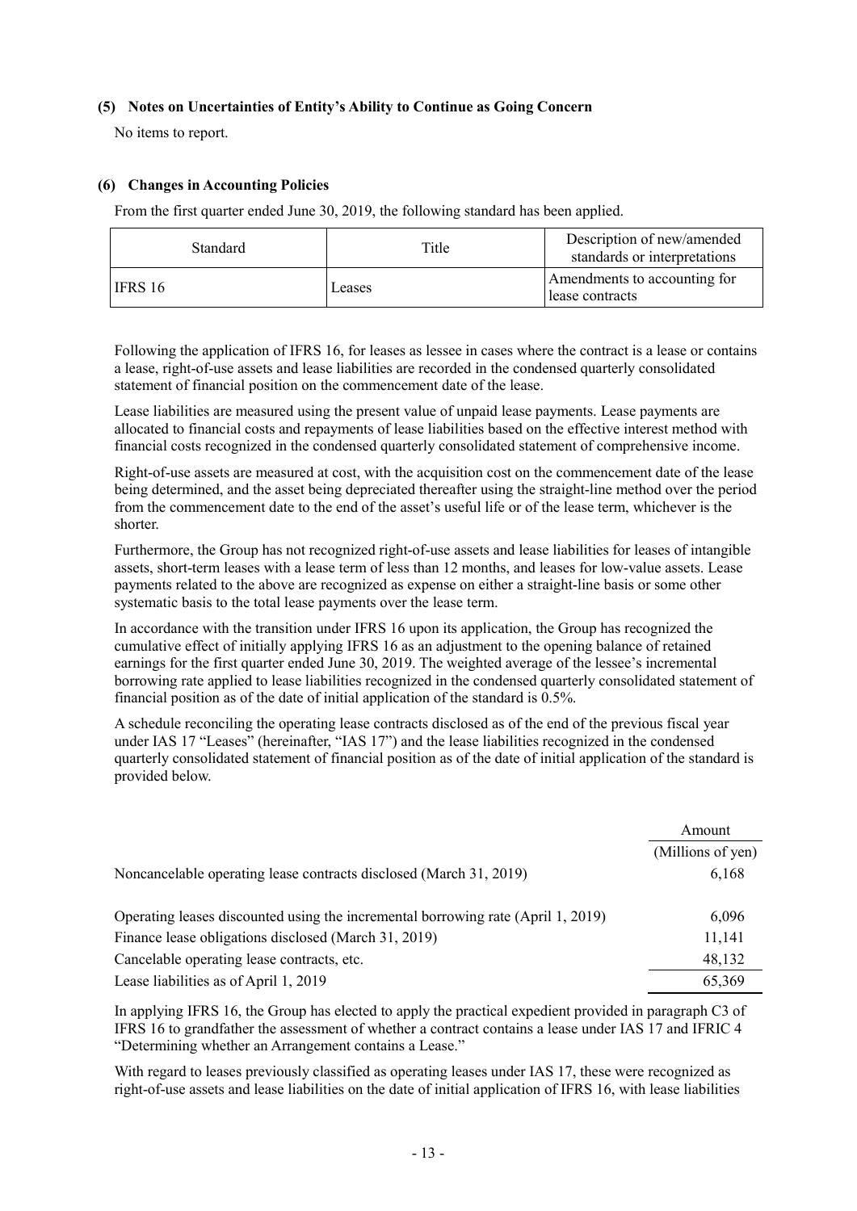### (5) Notes on Uncertainties of Entity's Ability to Continue as Going Concern

No items to report.

### (6) Changes in Accounting Policies

From the first quarter ended June 30, 2019, the following standard has been applied.

| Standard | Title | Description of new/amended standards or interpretations |
|---|---|---|
| IFRS 16 | Leases | Amendments to accounting for lease contracts |

Following the application of IFRS 16, for leases as lessee in cases where the contract is a lease or contains a lease, right-of-use assets and lease liabilities are recorded in the condensed quarterly consolidated statement of financial position on the commencement date of the lease.

Lease liabilities are measured using the present value of unpaid lease payments. Lease payments are allocated to financial costs and repayments of lease liabilities based on the effective interest method with financial costs recognized in the condensed quarterly consolidated statement of comprehensive income.

Right-of-use assets are measured at cost, with the acquisition cost on the commencement date of the lease being determined, and the asset being depreciated thereafter using the straight-line method over the period from the commencement date to the end of the asset's useful life or of the lease term, whichever is the shorter.

Furthermore, the Group has not recognized right-of-use assets and lease liabilities for leases of intangible assets, short-term leases with a lease term of less than 12 months, and leases for low-value assets. Lease payments related to the above are recognized as expense on either a straight-line basis or some other systematic basis to the total lease payments over the lease term.

In accordance with the transition under IFRS 16 upon its application, the Group has recognized the cumulative effect of initially applying IFRS 16 as an adjustment to the opening balance of retained earnings for the first quarter ended June 30, 2019. The weighted average of the lessee's incremental borrowing rate applied to lease liabilities recognized in the condensed quarterly consolidated statement of financial position as of the date of initial application of the standard is 0.5%.

A schedule reconciling the operating lease contracts disclosed as of the end of the previous fiscal year under IAS 17 "Leases" (hereinafter, "IAS 17") and the lease liabilities recognized in the condensed quarterly consolidated statement of financial position as of the date of initial application of the standard is provided below.

| | Amount<br>(Millions of yen) |
|---|---|
| Noncancelable operating lease contracts disclosed (March 31, 2019) | 6,168 |
| Operating leases discounted using the incremental borrowing rate (April 1, 2019) | 6,096 |
| Finance lease obligations disclosed (March 31, 2019) | 11,141 |
| Cancelable operating lease contracts, etc. | 48,132 |
| Lease liabilities as of April 1, 2019 | 65,369 |

In applying IFRS 16, the Group has elected to apply the practical expedient provided in paragraph C3 of IFRS 16 to grandfather the assessment of whether a contract contains a lease under IAS 17 and IFRIC 4 "Determining whether an Arrangement contains a Lease."

With regard to leases previously classified as operating leases under IAS 17, these were recognized as right-of-use assets and lease liabilities on the date of initial application of IFRS 16, with lease liabilities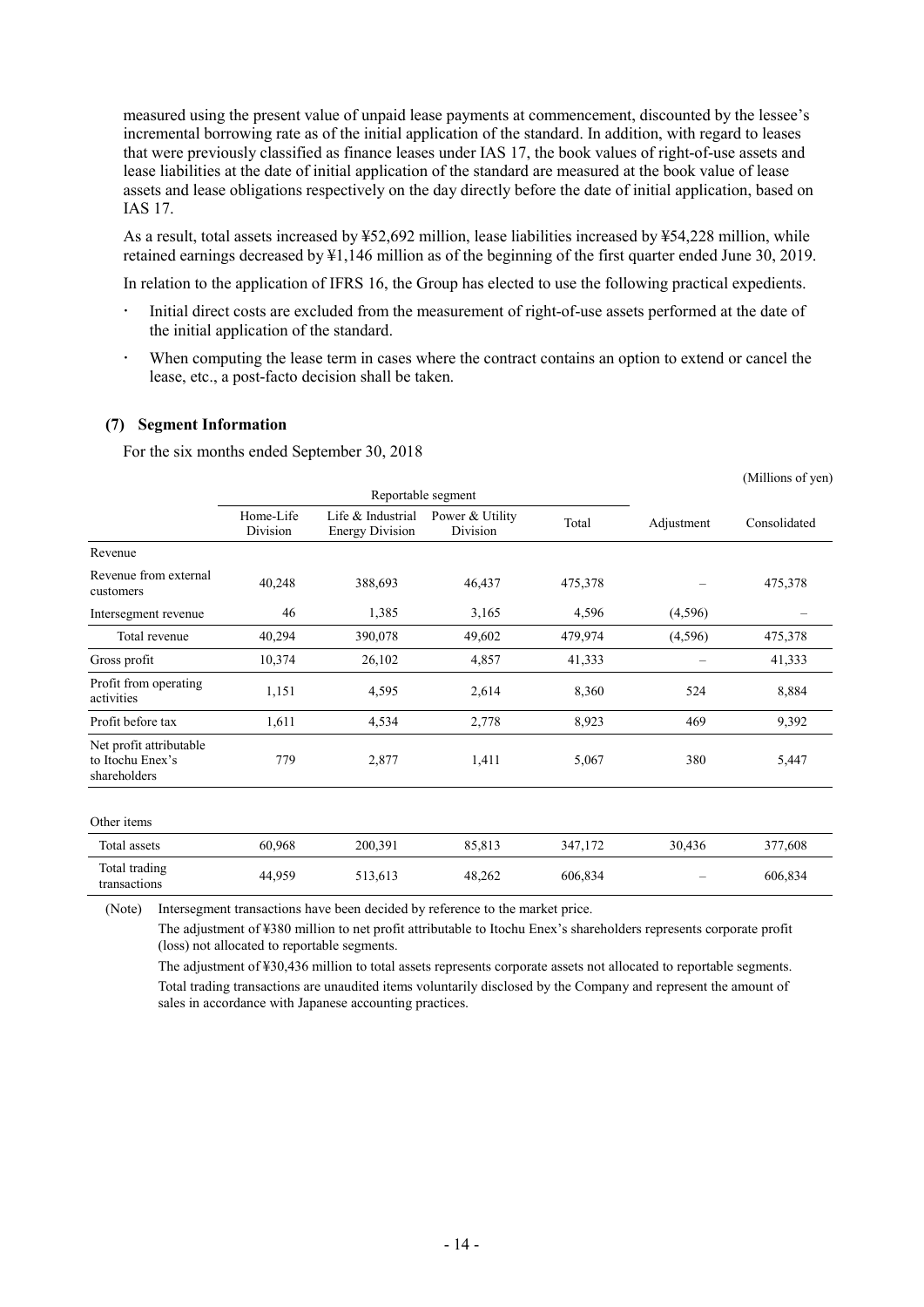measured using the present value of unpaid lease payments at commencement, discounted by the lessee's incremental borrowing rate as of the initial application of the standard. In addition, with regard to leases that were previously classified as finance leases under IAS 17, the book values of right-of-use assets and lease liabilities at the date of initial application of the standard are measured at the book value of lease assets and lease obligations respectively on the day directly before the date of initial application, based on IAS 17.

As a result, total assets increased by ¥52,692 million, lease liabilities increased by ¥54,228 million, while retained earnings decreased by ¥1,146 million as of the beginning of the first quarter ended June 30, 2019.

In relation to the application of IFRS 16, the Group has elected to use the following practical expedients.

- Initial direct costs are excluded from the measurement of right-of-use assets performed at the date of the initial application of the standard.
- When computing the lease term in cases where the contract contains an option to extend or cancel the lease, etc., a post-facto decision shall be taken.

### (7) Segment Information

For the six months ended September 30, 2018

(Millions of yen)

| | Reportable segment | | | | Adjustment | Consolidated |
|---|---|---|---|---|---|---|
| | Home-Life Division | Life & Industrial Energy Division | Power & Utility Division | Total | | |
| Revenue | | | | | | |
| Revenue from external customers | 40,248 | 388,693 | 46,437 | 475,378 | – | 475,378 |
| Intersegment revenue | 46 | 1,385 | 3,165 | 4,596 | (4,596) | – |
| Total revenue | 40,294 | 390,078 | 49,602 | 479,974 | (4,596) | 475,378 |
| Gross profit | 10,374 | 26,102 | 4,857 | 41,333 | – | 41,333 |
| Profit from operating activities | 1,151 | 4,595 | 2,614 | 8,360 | 524 | 8,884 |
| Profit before tax | 1,611 | 4,534 | 2,778 | 8,923 | 469 | 9,392 |
| Net profit attributable to Itochu Enex's shareholders | 779 | 2,877 | 1,411 | 5,067 | 380 | 5,447 |
| Other items | | | | | | |
| Total assets | 60,968 | 200,391 | 85,813 | 347,172 | 30,436 | 377,608 |
| Total trading transactions | 44,959 | 513,613 | 48,262 | 606,834 | – | 606,834 |

(Note) Intersegment transactions have been decided by reference to the market price.

The adjustment of ¥380 million to net profit attributable to Itochu Enex's shareholders represents corporate profit (loss) not allocated to reportable segments.

The adjustment of ¥30,436 million to total assets represents corporate assets not allocated to reportable segments.

Total trading transactions are unaudited items voluntarily disclosed by the Company and represent the amount of sales in accordance with Japanese accounting practices.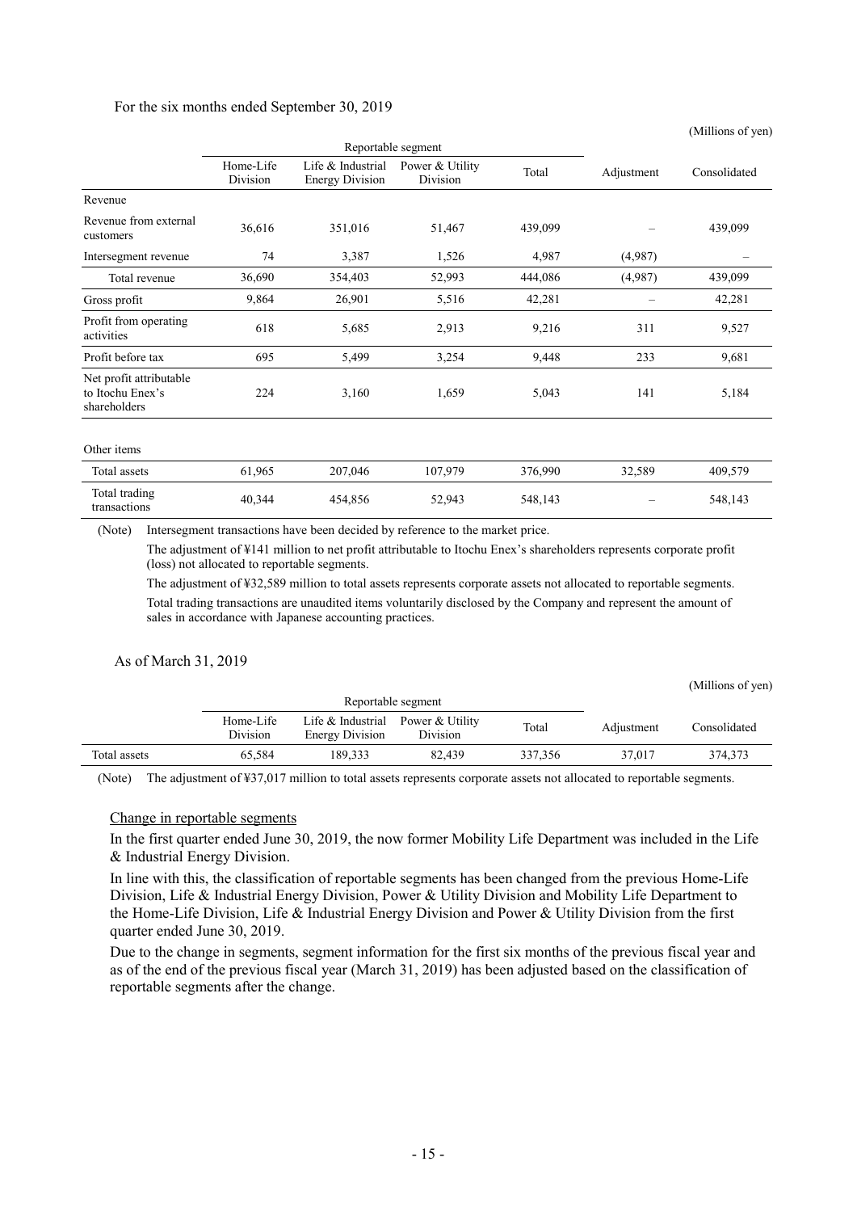For the six months ended September 30, 2019

(Millions of yen)

| | Reportable segment | | | | Adjustment | Consolidated |
|---|---|---|---|---|---|---|
| | Home-Life Division | Life & Industrial Energy Division | Power & Utility Division | Total | | |
| Revenue | | | | | | |
| Revenue from external customers | 36,616 | 351,016 | 51,467 | 439,099 | – | 439,099 |
| Intersegment revenue | 74 | 3,387 | 1,526 | 4,987 | (4,987) | – |
| Total revenue | 36,690 | 354,403 | 52,993 | 444,086 | (4,987) | 439,099 |
| Gross profit | 9,864 | 26,901 | 5,516 | 42,281 | – | 42,281 |
| Profit from operating activities | 618 | 5,685 | 2,913 | 9,216 | 311 | 9,527 |
| Profit before tax | 695 | 5,499 | 3,254 | 9,448 | 233 | 9,681 |
| Net profit attributable to Itochu Enex's shareholders | 224 | 3,160 | 1,659 | 5,043 | 141 | 5,184 |
| Other items | | | | | | |
| Total assets | 61,965 | 207,046 | 107,979 | 376,990 | 32,589 | 409,579 |
| Total trading transactions | 40,344 | 454,856 | 52,943 | 548,143 | – | 548,143 |

(Note) Intersegment transactions have been decided by reference to the market price.

The adjustment of ¥141 million to net profit attributable to Itochu Enex's shareholders represents corporate profit (loss) not allocated to reportable segments.

The adjustment of ¥32,589 million to total assets represents corporate assets not allocated to reportable segments.

Total trading transactions are unaudited items voluntarily disclosed by the Company and represent the amount of sales in accordance with Japanese accounting practices.

As of March 31, 2019

(Millions of yen)

| | Reportable segment | | | | Adjustment | Consolidated |
|---|---|---|---|---|---|---|
| | Home-Life Division | Life & Industrial Energy Division | Power & Utility Division | Total | | |
| Total assets | 65,584 | 189,333 | 82,439 | 337,356 | 37,017 | 374,373 |

(Note) The adjustment of ¥37,017 million to total assets represents corporate assets not allocated to reportable segments.

Change in reportable segments

In the first quarter ended June 30, 2019, the now former Mobility Life Department was included in the Life & Industrial Energy Division.

In line with this, the classification of reportable segments has been changed from the previous Home-Life Division, Life & Industrial Energy Division, Power & Utility Division and Mobility Life Department to the Home-Life Division, Life & Industrial Energy Division and Power & Utility Division from the first quarter ended June 30, 2019.

Due to the change in segments, segment information for the first six months of the previous fiscal year and as of the end of the previous fiscal year (March 31, 2019) has been adjusted based on the classification of reportable segments after the change.